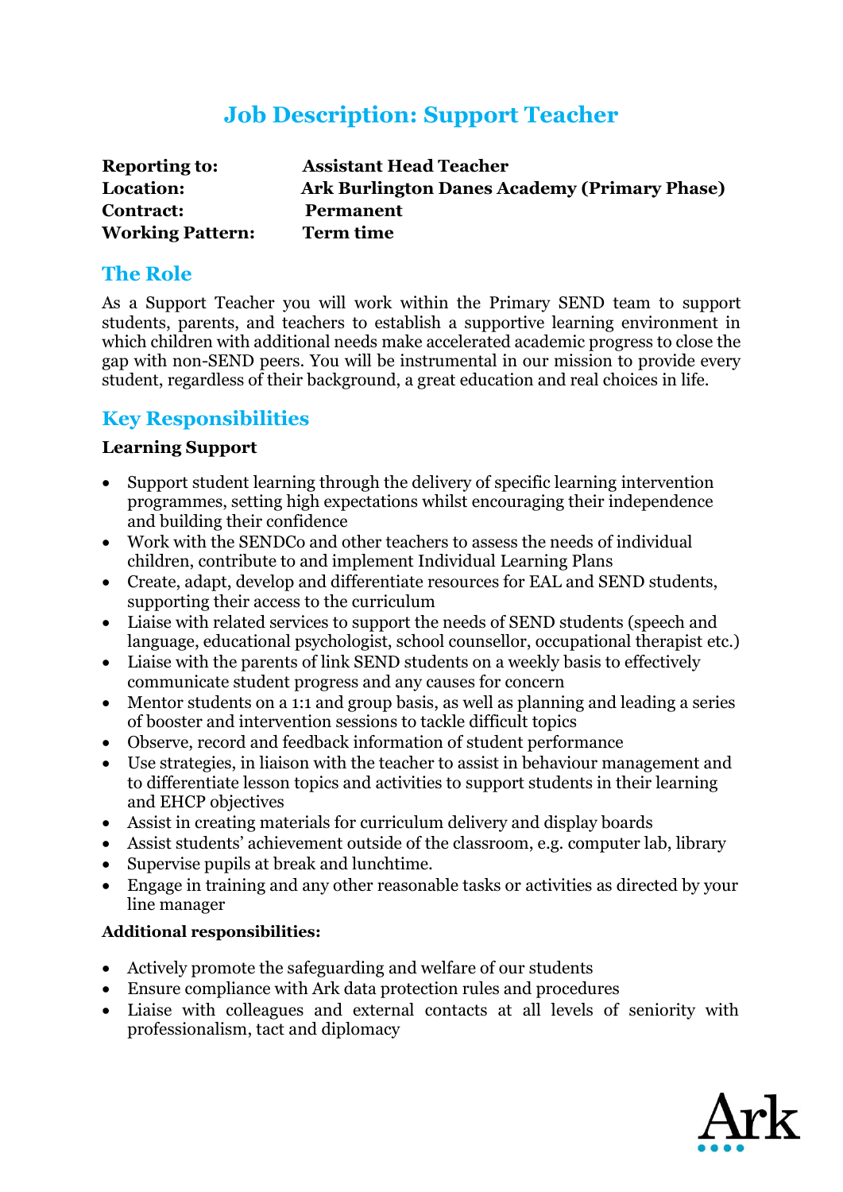# Job Description: Support Teacher

| | |
|---|---|
| **Reporting to:** | **Assistant Head Teacher** |
| **Location:** | **Ark Burlington Danes Academy (Primary Phase)** |
| **Contract:** | **Permanent** |
| **Working Pattern:** | **Term time** |

## The Role

As a Support Teacher you will work within the Primary SEND team to support students, parents, and teachers to establish a supportive learning environment in which children with additional needs make accelerated academic progress to close the gap with non-SEND peers. You will be instrumental in our mission to provide every student, regardless of their background, a great education and real choices in life.

## Key Responsibilities

### Learning Support

- Support student learning through the delivery of specific learning intervention programmes, setting high expectations whilst encouraging their independence and building their confidence
- Work with the SENDCo and other teachers to assess the needs of individual children, contribute to and implement Individual Learning Plans
- Create, adapt, develop and differentiate resources for EAL and SEND students, supporting their access to the curriculum
- Liaise with related services to support the needs of SEND students (speech and language, educational psychologist, school counsellor, occupational therapist etc.)
- Liaise with the parents of link SEND students on a weekly basis to effectively communicate student progress and any causes for concern
- Mentor students on a 1:1 and group basis, as well as planning and leading a series of booster and intervention sessions to tackle difficult topics
- Observe, record and feedback information of student performance
- Use strategies, in liaison with the teacher to assist in behaviour management and to differentiate lesson topics and activities to support students in their learning and EHCP objectives
- Assist in creating materials for curriculum delivery and display boards
- Assist students' achievement outside of the classroom, e.g. computer lab, library
- Supervise pupils at break and lunchtime.
- Engage in training and any other reasonable tasks or activities as directed by your line manager

### Additional responsibilities:

- Actively promote the safeguarding and welfare of our students
- Ensure compliance with Ark data protection rules and procedures
- Liaise with colleagues and external contacts at all levels of seniority with professionalism, tact and diplomacy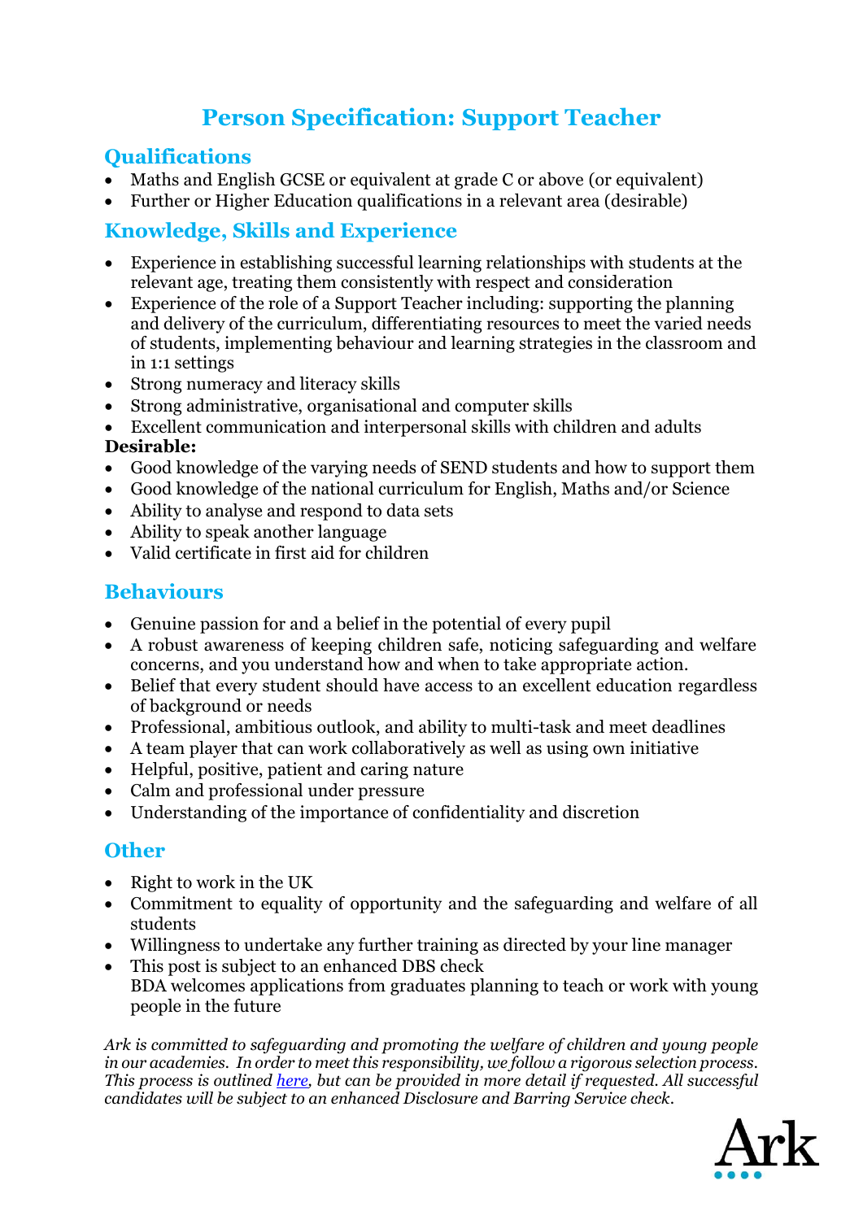# Person Specification: Support Teacher

## Qualifications

- Maths and English GCSE or equivalent at grade C or above (or equivalent)
- Further or Higher Education qualifications in a relevant area (desirable)

## Knowledge, Skills and Experience

- Experience in establishing successful learning relationships with students at the relevant age, treating them consistently with respect and consideration
- Experience of the role of a Support Teacher including: supporting the planning and delivery of the curriculum, differentiating resources to meet the varied needs of students, implementing behaviour and learning strategies in the classroom and in 1:1 settings
- Strong numeracy and literacy skills
- Strong administrative, organisational and computer skills
- Excellent communication and interpersonal skills with children and adults

**Desirable:**

- Good knowledge of the varying needs of SEND students and how to support them
- Good knowledge of the national curriculum for English, Maths and/or Science
- Ability to analyse and respond to data sets
- Ability to speak another language
- Valid certificate in first aid for children

## Behaviours

- Genuine passion for and a belief in the potential of every pupil
- A robust awareness of keeping children safe, noticing safeguarding and welfare concerns, and you understand how and when to take appropriate action.
- Belief that every student should have access to an excellent education regardless of background or needs
- Professional, ambitious outlook, and ability to multi-task and meet deadlines
- A team player that can work collaboratively as well as using own initiative
- Helpful, positive, patient and caring nature
- Calm and professional under pressure
- Understanding of the importance of confidentiality and discretion

## Other

- Right to work in the UK
- Commitment to equality of opportunity and the safeguarding and welfare of all students
- Willingness to undertake any further training as directed by your line manager
- This post is subject to an enhanced DBS check
  BDA welcomes applications from graduates planning to teach or work with young people in the future

*Ark is committed to safeguarding and promoting the welfare of children and young people in our academies. In order to meet this responsibility, we follow a rigorous selection process. This process is outlined [here](), but can be provided in more detail if requested. All successful candidates will be subject to an enhanced Disclosure and Barring Service check.*